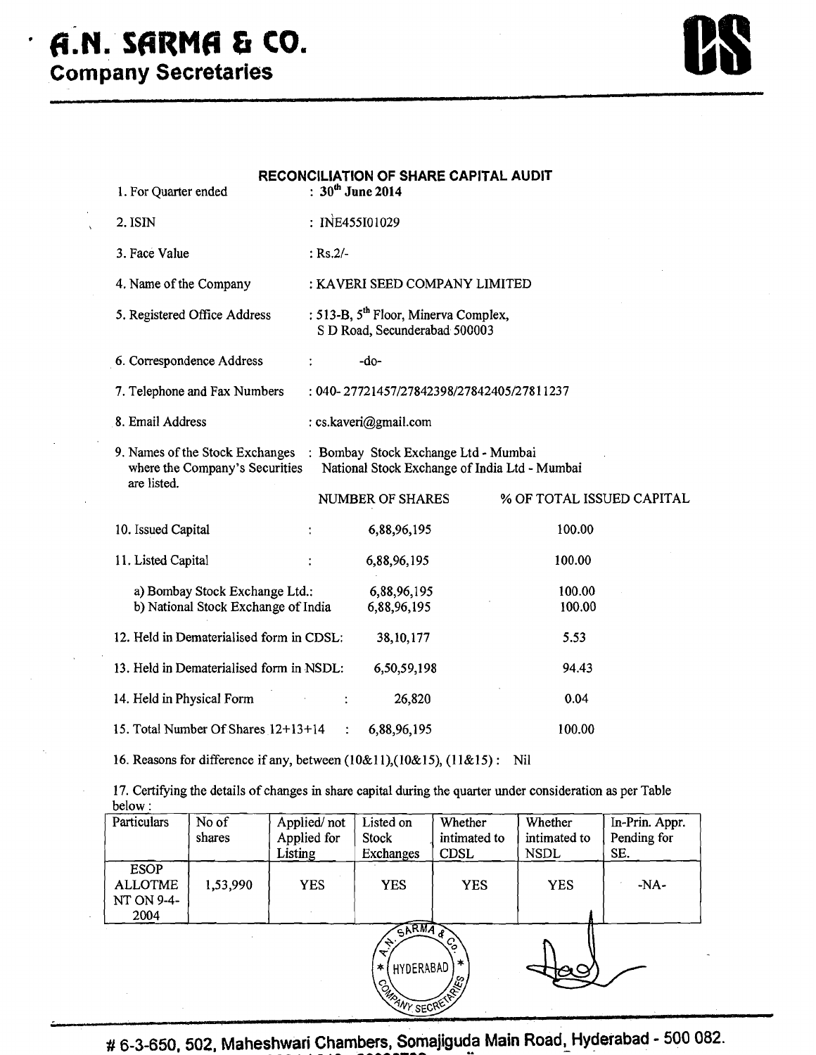# A.N. SARMA & CO.
## Company Secretaries

## RECONCILIATION OF SHARE CAPITAL AUDIT

1. For Quarter ended : 30[th] June 2014

2. ISIN : INE455I01029

3. Face Value : Rs.2/-

4. Name of the Company : KAVERI SEED COMPANY LIMITED

5. Registered Office Address : 513-B, 5[th] Floor, Minerva Complex, S D Road, Secunderabad 500003

6. Correspondence Address : -do-

7. Telephone and Fax Numbers : 040- 27721457/27842398/27842405/27811237

8. Email Address : cs.kaveri@gmail.com

9. Names of the Stock Exchanges where the Company's Securities are listed. : Bombay Stock Exchange Ltd - Mumbai, National Stock Exchange of India Ltd - Mumbai

| | NUMBER OF SHARES | % OF TOTAL ISSUED CAPITAL |
|---|---|---|
| 10. Issued Capital : | 6,88,96,195 | 100.00 |
| 11. Listed Capital : | 6,88,96,195 | 100.00 |
| a) Bombay Stock Exchange Ltd.: | 6,88,96,195 | 100.00 |
| b) National Stock Exchange of India | 6,88,96,195 | 100.00 |
| 12. Held in Dematerialised form in CDSL: | 38,10,177 | 5.53 |
| 13. Held in Dematerialised form in NSDL: | 6,50,59,198 | 94.43 |
| 14. Held in Physical Form : | 26,820 | 0.04 |
| 15. Total Number Of Shares 12+13+14 : | 6,88,96,195 | 100.00 |

16. Reasons for difference if any, between (10&11),(10&15), (11&15) : Nil

17. Certifying the details of changes in share capital during the quarter under consideration as per Table below :

| Particulars | No of shares | Applied/ not Applied for Listing | Listed on Stock Exchanges | Whether intimated to CDSL | Whether intimated to NSDL | In-Prin. Appr. Pending for SE. |
|---|---|---|---|---|---|---|
| ESOP ALLOTMENT ON 9-4-2004 | 1,53,990 | YES | YES | YES | YES | -NA- |

A.N. SARMA & Co. HYDERABAD COMPANY SECRETARIES

# 6-3-650, 502, Maheshwari Chambers, Somajiguda Main Road, Hyderabad - 500 082.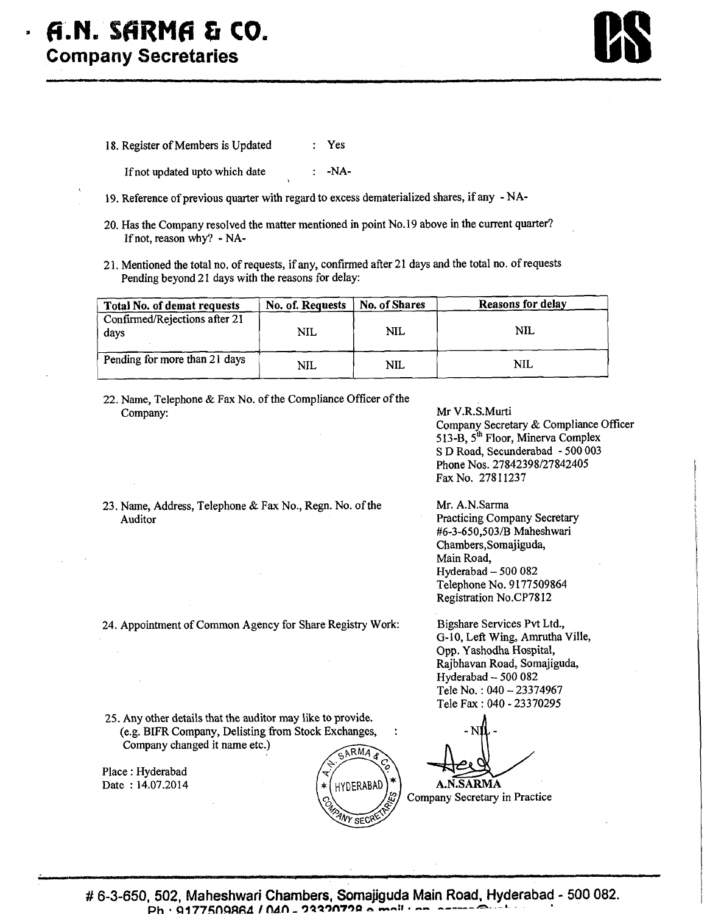18. Register of Members is Updated : Yes

    If not updated upto which date : -NA-

19. Reference of previous quarter with regard to excess dematerialized shares, if any - NA-

20. Has the Company resolved the matter mentioned in point No.19 above in the current quarter? If not, reason why? - NA-

21. Mentioned the total no. of requests, if any, confirmed after 21 days and the total no. of requests Pending beyond 21 days with the reasons for delay:

| Total No. of demat requests | No. of. Requests | No. of Shares | Reasons for delay |
|---|---|---|---|
| Confirmed/Rejections after 21 days | NIL | NIL | NIL |
| Pending for more than 21 days | NIL | NIL | NIL |

22. Name, Telephone & Fax No. of the Compliance Officer of the Company:

    Mr V.R.S.Murti
    Company Secretary & Compliance Officer
    513-B, 5th Floor, Minerva Complex
    S D Road, Secunderabad - 500 003
    Phone Nos. 27842398/27842405
    Fax No. 27811237

23. Name, Address, Telephone & Fax No., Regn. No. of the Auditor

    Mr. A.N.Sarma
    Practicing Company Secretary
    #6-3-650,503/B Maheshwari Chambers,Somajiguda,
    Main Road,
    Hyderabad – 500 082
    Telephone No. 9177509864
    Registration No.CP7812

24. Appointment of Common Agency for Share Registry Work:

    Bigshare Services Pvt Ltd.,
    G-10, Left Wing, Amrutha Ville,
    Opp. Yashodha Hospital,
    Rajbhavan Road, Somajiguda,
    Hyderabad – 500 082
    Tele No. : 040 – 23374967
    Tele Fax : 040 - 23370295

25. Any other details that the auditor may like to provide. (e.g. BIFR Company, Delisting from Stock Exchanges, Company changed it name etc.) : - NIL -

Place : Hyderabad
Date : 14.07.2014

**A.N.SARMA**
Company Secretary in Practice